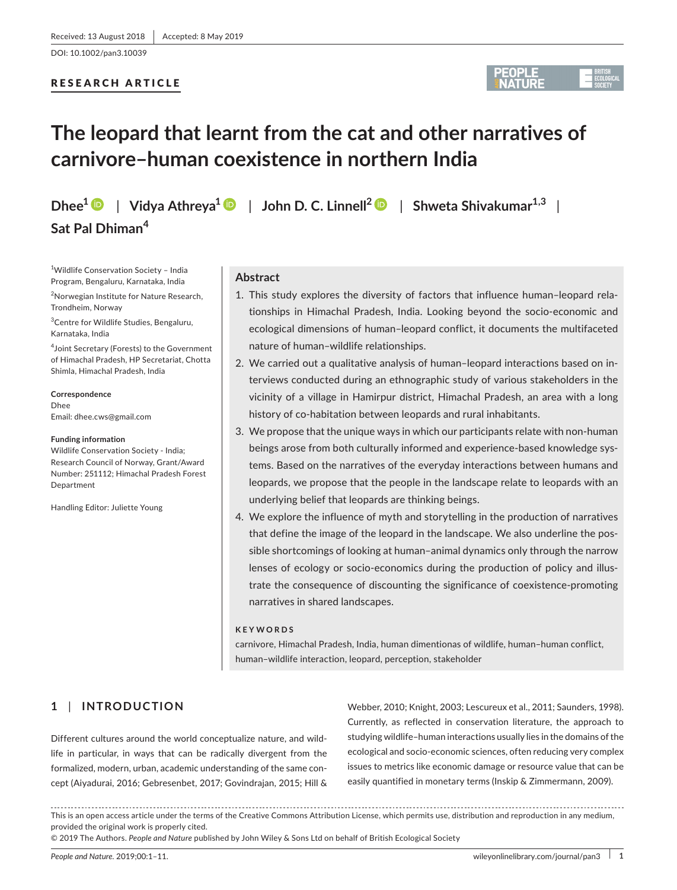Received: 13 August 2018 | Accepted: 8 May 2019

DOI: 10.1002/pan3.10039

**RESEARCH ARTICLE**

# The leopard that learnt from the cat and other narratives of carnivore–human coexistence in northern India

**Dhee**[1] | **Vidya Athreya**[1] | **John D. C. Linnell**[2] | **Shweta Shivakumar**[1,3] | **Sat Pal Dhiman**[4]

[1]Wildlife Conservation Society – India Program, Bengaluru, Karnataka, India

[2]Norwegian Institute for Nature Research, Trondheim, Norway

[3]Centre for Wildlife Studies, Bengaluru, Karnataka, India

[4]Joint Secretary (Forests) to the Government of Himachal Pradesh, HP Secretariat, Chotta Shimla, Himachal Pradesh, India

**Correspondence**
Dhee
Email: dhee.cws@gmail.com

**Funding information**
Wildlife Conservation Society - India; Research Council of Norway, Grant/Award Number: 251112; Himachal Pradesh Forest Department

Handling Editor: Juliette Young

## Abstract

1. This study explores the diversity of factors that influence human–leopard relationships in Himachal Pradesh, India. Looking beyond the socio-economic and ecological dimensions of human–leopard conflict, it documents the multifaceted nature of human–wildlife relationships.
2. We carried out a qualitative analysis of human–leopard interactions based on interviews conducted during an ethnographic study of various stakeholders in the vicinity of a village in Hamirpur district, Himachal Pradesh, an area with a long history of co-habitation between leopards and rural inhabitants.
3. We propose that the unique ways in which our participants relate with non-human beings arose from both culturally informed and experience-based knowledge systems. Based on the narratives of the everyday interactions between humans and leopards, we propose that the people in the landscape relate to leopards with an underlying belief that leopards are thinking beings.
4. We explore the influence of myth and storytelling in the production of narratives that define the image of the leopard in the landscape. We also underline the possible shortcomings of looking at human–animal dynamics only through the narrow lenses of ecology or socio-economics during the production of policy and illustrate the consequence of discounting the significance of coexistence-promoting narratives in shared landscapes.

**KEYWORDS**

carnivore, Himachal Pradesh, India, human dimentionas of wildlife, human–human conflict, human–wildlife interaction, leopard, perception, stakeholder

## 1 | INTRODUCTION

Different cultures around the world conceptualize nature, and wildlife in particular, in ways that can be radically divergent from the formalized, modern, urban, academic understanding of the same concept (Aiyadurai, 2016; Gebresenbet, 2017; Govindrajan, 2015; Hill & Webber, 2010; Knight, 2003; Lescureux et al., 2011; Saunders, 1998). Currently, as reflected in conservation literature, the approach to studying wildlife–human interactions usually lies in the domains of the ecological and socio-economic sciences, often reducing very complex issues to metrics like economic damage or resource value that can be easily quantified in monetary terms (Inskip & Zimmermann, 2009).

This is an open access article under the terms of the Creative Commons Attribution License, which permits use, distribution and reproduction in any medium, provided the original work is properly cited.
© 2019 The Authors. *People and Nature* published by John Wiley & Sons Ltd on behalf of British Ecological Society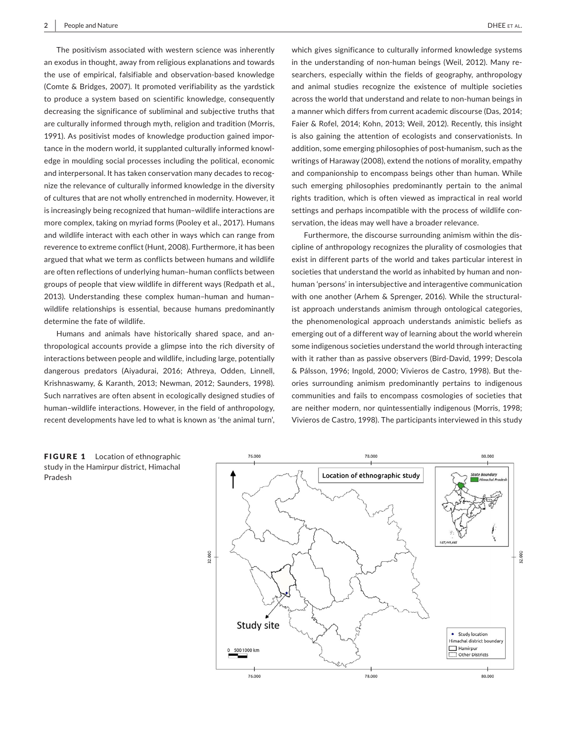The positivism associated with western science was inherently an exodus in thought, away from religious explanations and towards the use of empirical, falsifiable and observation-based knowledge (Comte & Bridges, 2007). It promoted verifiability as the yardstick to produce a system based on scientific knowledge, consequently decreasing the significance of subliminal and subjective truths that are culturally informed through myth, religion and tradition (Morris, 1991). As positivist modes of knowledge production gained importance in the modern world, it supplanted culturally informed knowledge in moulding social processes including the political, economic and interpersonal. It has taken conservation many decades to recognize the relevance of culturally informed knowledge in the diversity of cultures that are not wholly entrenched in modernity. However, it is increasingly being recognized that human–wildlife interactions are more complex, taking on myriad forms (Pooley et al., 2017). Humans and wildlife interact with each other in ways which can range from reverence to extreme conflict (Hunt, 2008). Furthermore, it has been argued that what we term as conflicts between humans and wildlife are often reflections of underlying human–human conflicts between groups of people that view wildlife in different ways (Redpath et al., 2013). Understanding these complex human–human and human–wildlife relationships is essential, because humans predominantly determine the fate of wildlife.

Humans and animals have historically shared space, and anthropological accounts provide a glimpse into the rich diversity of interactions between people and wildlife, including large, potentially dangerous predators (Aiyadurai, 2016; Athreya, Odden, Linnell, Krishnaswamy, & Karanth, 2013; Newman, 2012; Saunders, 1998). Such narratives are often absent in ecologically designed studies of human–wildlife interactions. However, in the field of anthropology, recent developments have led to what is known as 'the animal turn', which gives significance to culturally informed knowledge systems in the understanding of non-human beings (Weil, 2012). Many researchers, especially within the fields of geography, anthropology and animal studies recognize the existence of multiple societies across the world that understand and relate to non-human beings in a manner which differs from current academic discourse (Das, 2014; Faier & Rofel, 2014; Kohn, 2013; Weil, 2012). Recently, this insight is also gaining the attention of ecologists and conservationists. In addition, some emerging philosophies of post-humanism, such as the writings of Haraway (2008), extend the notions of morality, empathy and companionship to encompass beings other than human. While such emerging philosophies predominantly pertain to the animal rights tradition, which is often viewed as impractical in real world settings and perhaps incompatible with the process of wildlife conservation, the ideas may well have a broader relevance.

Furthermore, the discourse surrounding animism within the discipline of anthropology recognizes the plurality of cosmologies that exist in different parts of the world and takes particular interest in societies that understand the world as inhabited by human and non-human 'persons' in intersubjective and interagentive communication with one another (Arhem & Sprenger, 2016). While the structuralist approach understands animism through ontological categories, the phenomenological approach understands animistic beliefs as emerging out of a different way of learning about the world wherein some indigenous societies understand the world through interacting with it rather than as passive observers (Bird-David, 1999; Descola & Pálsson, 1996; Ingold, 2000; Vivieros de Castro, 1998). But theories surrounding animism predominantly pertains to indigenous communities and fails to encompass cosmologies of societies that are neither modern, nor quintessentially indigenous (Morris, 1998; Vivieros de Castro, 1998). The participants interviewed in this study

**FIGURE 1** Location of ethnographic study in the Hamirpur district, Himachal Pradesh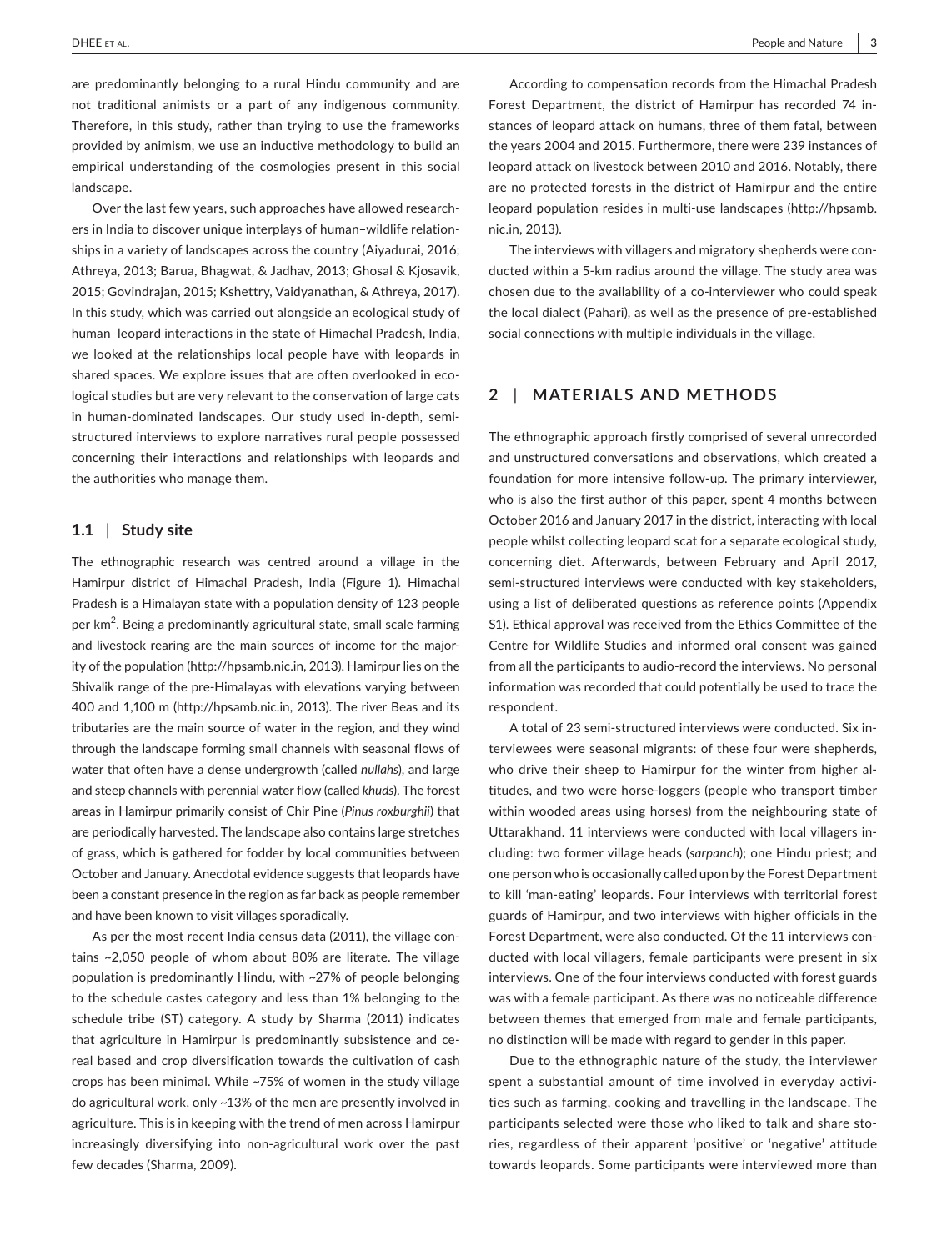are predominantly belonging to a rural Hindu community and are not traditional animists or a part of any indigenous community. Therefore, in this study, rather than trying to use the frameworks provided by animism, we use an inductive methodology to build an empirical understanding of the cosmologies present in this social landscape.

Over the last few years, such approaches have allowed researchers in India to discover unique interplays of human–wildlife relationships in a variety of landscapes across the country (Aiyadurai, 2016; Athreya, 2013; Barua, Bhagwat, & Jadhav, 2013; Ghosal & Kjosavik, 2015; Govindrajan, 2015; Kshettry, Vaidyanathan, & Athreya, 2017). In this study, which was carried out alongside an ecological study of human–leopard interactions in the state of Himachal Pradesh, India, we looked at the relationships local people have with leopards in shared spaces. We explore issues that are often overlooked in ecological studies but are very relevant to the conservation of large cats in human-dominated landscapes. Our study used in-depth, semi-structured interviews to explore narratives rural people possessed concerning their interactions and relationships with leopards and the authorities who manage them.

### 1.1 | Study site

The ethnographic research was centred around a village in the Hamirpur district of Himachal Pradesh, India (Figure 1). Himachal Pradesh is a Himalayan state with a population density of 123 people per km$^2$. Being a predominantly agricultural state, small scale farming and livestock rearing are the main sources of income for the majority of the population (http://hpsamb.nic.in, 2013). Hamirpur lies on the Shivalik range of the pre-Himalayas with elevations varying between 400 and 1,100 m (http://hpsamb.nic.in, 2013). The river Beas and its tributaries are the main source of water in the region, and they wind through the landscape forming small channels with seasonal flows of water that often have a dense undergrowth (called *nullahs*), and large and steep channels with perennial water flow (called *khuds*). The forest areas in Hamirpur primarily consist of Chir Pine (*Pinus roxburghii*) that are periodically harvested. The landscape also contains large stretches of grass, which is gathered for fodder by local communities between October and January. Anecdotal evidence suggests that leopards have been a constant presence in the region as far back as people remember and have been known to visit villages sporadically.

As per the most recent India census data (2011), the village contains ~2,050 people of whom about 80% are literate. The village population is predominantly Hindu, with ~27% of people belonging to the schedule castes category and less than 1% belonging to the schedule tribe (ST) category. A study by Sharma (2011) indicates that agriculture in Hamirpur is predominantly subsistence and cereal based and crop diversification towards the cultivation of cash crops has been minimal. While ~75% of women in the study village do agricultural work, only ~13% of the men are presently involved in agriculture. This is in keeping with the trend of men across Hamirpur increasingly diversifying into non-agricultural work over the past few decades (Sharma, 2009).

According to compensation records from the Himachal Pradesh Forest Department, the district of Hamirpur has recorded 74 instances of leopard attack on humans, three of them fatal, between the years 2004 and 2015. Furthermore, there were 239 instances of leopard attack on livestock between 2010 and 2016. Notably, there are no protected forests in the district of Hamirpur and the entire leopard population resides in multi-use landscapes (http://hpsamb.nic.in, 2013).

The interviews with villagers and migratory shepherds were conducted within a 5-km radius around the village. The study area was chosen due to the availability of a co-interviewer who could speak the local dialect (Pahari), as well as the presence of pre-established social connections with multiple individuals in the village.

## 2 | MATERIALS AND METHODS

The ethnographic approach firstly comprised of several unrecorded and unstructured conversations and observations, which created a foundation for more intensive follow-up. The primary interviewer, who is also the first author of this paper, spent 4 months between October 2016 and January 2017 in the district, interacting with local people whilst collecting leopard scat for a separate ecological study, concerning diet. Afterwards, between February and April 2017, semi-structured interviews were conducted with key stakeholders, using a list of deliberated questions as reference points (Appendix S1). Ethical approval was received from the Ethics Committee of the Centre for Wildlife Studies and informed oral consent was gained from all the participants to audio-record the interviews. No personal information was recorded that could potentially be used to trace the respondent.

A total of 23 semi-structured interviews were conducted. Six interviewees were seasonal migrants: of these four were shepherds, who drive their sheep to Hamirpur for the winter from higher altitudes, and two were horse-loggers (people who transport timber within wooded areas using horses) from the neighbouring state of Uttarakhand. 11 interviews were conducted with local villagers including: two former village heads (*sarpanch*); one Hindu priest; and one person who is occasionally called upon by the Forest Department to kill 'man-eating' leopards. Four interviews with territorial forest guards of Hamirpur, and two interviews with higher officials in the Forest Department, were also conducted. Of the 11 interviews conducted with local villagers, female participants were present in six interviews. One of the four interviews conducted with forest guards was with a female participant. As there was no noticeable difference between themes that emerged from male and female participants, no distinction will be made with regard to gender in this paper.

Due to the ethnographic nature of the study, the interviewer spent a substantial amount of time involved in everyday activities such as farming, cooking and travelling in the landscape. The participants selected were those who liked to talk and share stories, regardless of their apparent 'positive' or 'negative' attitude towards leopards. Some participants were interviewed more than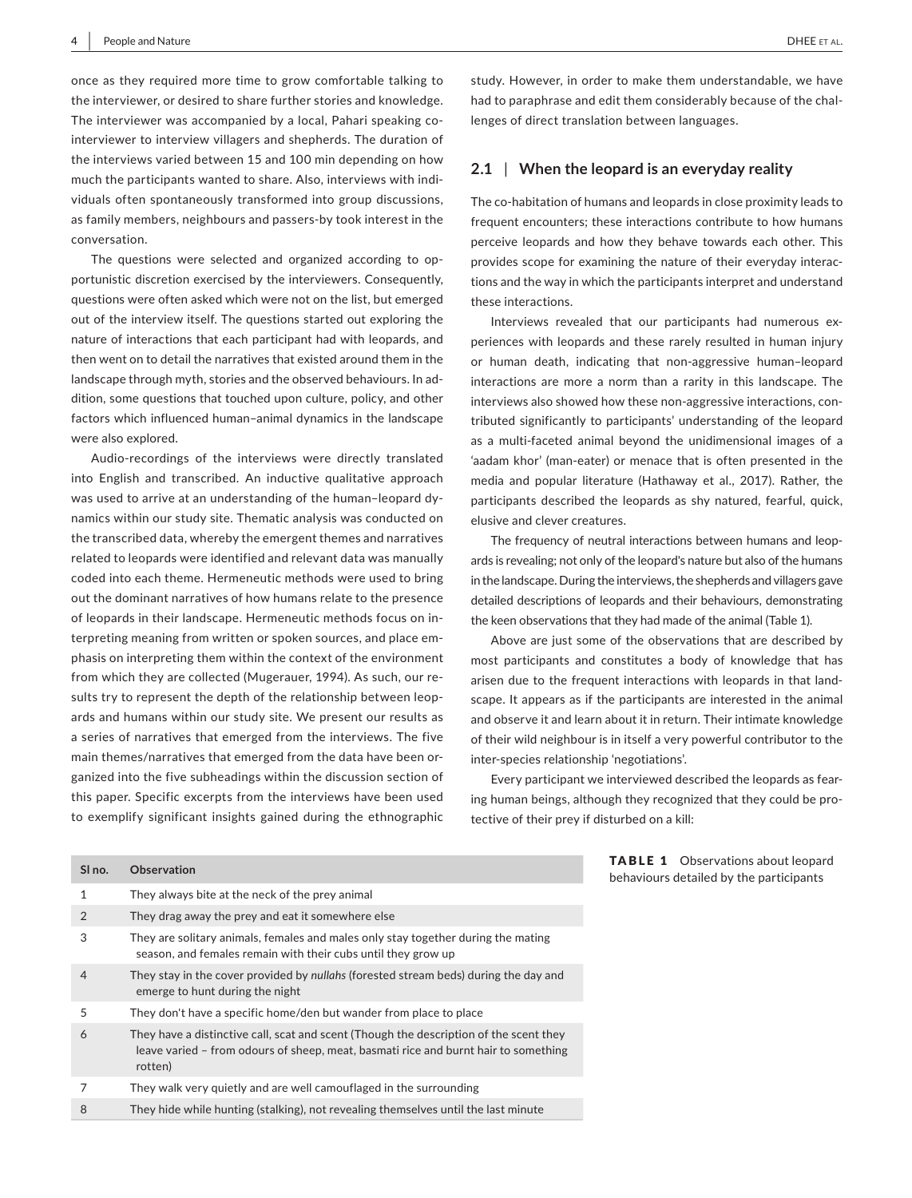once as they required more time to grow comfortable talking to the interviewer, or desired to share further stories and knowledge. The interviewer was accompanied by a local, Pahari speaking co-interviewer to interview villagers and shepherds. The duration of the interviews varied between 15 and 100 min depending on how much the participants wanted to share. Also, interviews with individuals often spontaneously transformed into group discussions, as family members, neighbours and passers-by took interest in the conversation.

The questions were selected and organized according to opportunistic discretion exercised by the interviewers. Consequently, questions were often asked which were not on the list, but emerged out of the interview itself. The questions started out exploring the nature of interactions that each participant had with leopards, and then went on to detail the narratives that existed around them in the landscape through myth, stories and the observed behaviours. In addition, some questions that touched upon culture, policy, and other factors which influenced human–animal dynamics in the landscape were also explored.

Audio-recordings of the interviews were directly translated into English and transcribed. An inductive qualitative approach was used to arrive at an understanding of the human–leopard dynamics within our study site. Thematic analysis was conducted on the transcribed data, whereby the emergent themes and narratives related to leopards were identified and relevant data was manually coded into each theme. Hermeneutic methods were used to bring out the dominant narratives of how humans relate to the presence of leopards in their landscape. Hermeneutic methods focus on interpreting meaning from written or spoken sources, and place emphasis on interpreting them within the context of the environment from which they are collected (Mugerauer, 1994). As such, our results try to represent the depth of the relationship between leopards and humans within our study site. We present our results as a series of narratives that emerged from the interviews. The five main themes/narratives that emerged from the data have been organized into the five subheadings within the discussion section of this paper. Specific excerpts from the interviews have been used to exemplify significant insights gained during the ethnographic study. However, in order to make them understandable, we have had to paraphrase and edit them considerably because of the challenges of direct translation between languages.

## 2.1 | When the leopard is an everyday reality

The co-habitation of humans and leopards in close proximity leads to frequent encounters; these interactions contribute to how humans perceive leopards and how they behave towards each other. This provides scope for examining the nature of their everyday interactions and the way in which the participants interpret and understand these interactions.

Interviews revealed that our participants had numerous experiences with leopards and these rarely resulted in human injury or human death, indicating that non-aggressive human–leopard interactions are more a norm than a rarity in this landscape. The interviews also showed how these non-aggressive interactions, contributed significantly to participants' understanding of the leopard as a multi-faceted animal beyond the unidimensional images of a 'aadam khor' (man-eater) or menace that is often presented in the media and popular literature (Hathaway et al., 2017). Rather, the participants described the leopards as shy natured, fearful, quick, elusive and clever creatures.

The frequency of neutral interactions between humans and leopards is revealing; not only of the leopard's nature but also of the humans in the landscape. During the interviews, the shepherds and villagers gave detailed descriptions of leopards and their behaviours, demonstrating the keen observations that they had made of the animal (Table 1).

Above are just some of the observations that are described by most participants and constitutes a body of knowledge that has arisen due to the frequent interactions with leopards in that landscape. It appears as if the participants are interested in the animal and observe it and learn about it in return. Their intimate knowledge of their wild neighbour is in itself a very powerful contributor to the inter-species relationship 'negotiations'.

Every participant we interviewed described the leopards as fearing human beings, although they recognized that they could be protective of their prey if disturbed on a kill:

**TABLE 1** Observations about leopard behaviours detailed by the participants

| Sl no. | Observation |
|---|---|
| 1 | They always bite at the neck of the prey animal |
| 2 | They drag away the prey and eat it somewhere else |
| 3 | They are solitary animals, females and males only stay together during the mating season, and females remain with their cubs until they grow up |
| 4 | They stay in the cover provided by *nullahs* (forested stream beds) during the day and emerge to hunt during the night |
| 5 | They don't have a specific home/den but wander from place to place |
| 6 | They have a distinctive call, scat and scent (Though the description of the scent they leave varied – from odours of sheep, meat, basmati rice and burnt hair to something rotten) |
| 7 | They walk very quietly and are well camouflaged in the surrounding |
| 8 | They hide while hunting (stalking), not revealing themselves until the last minute |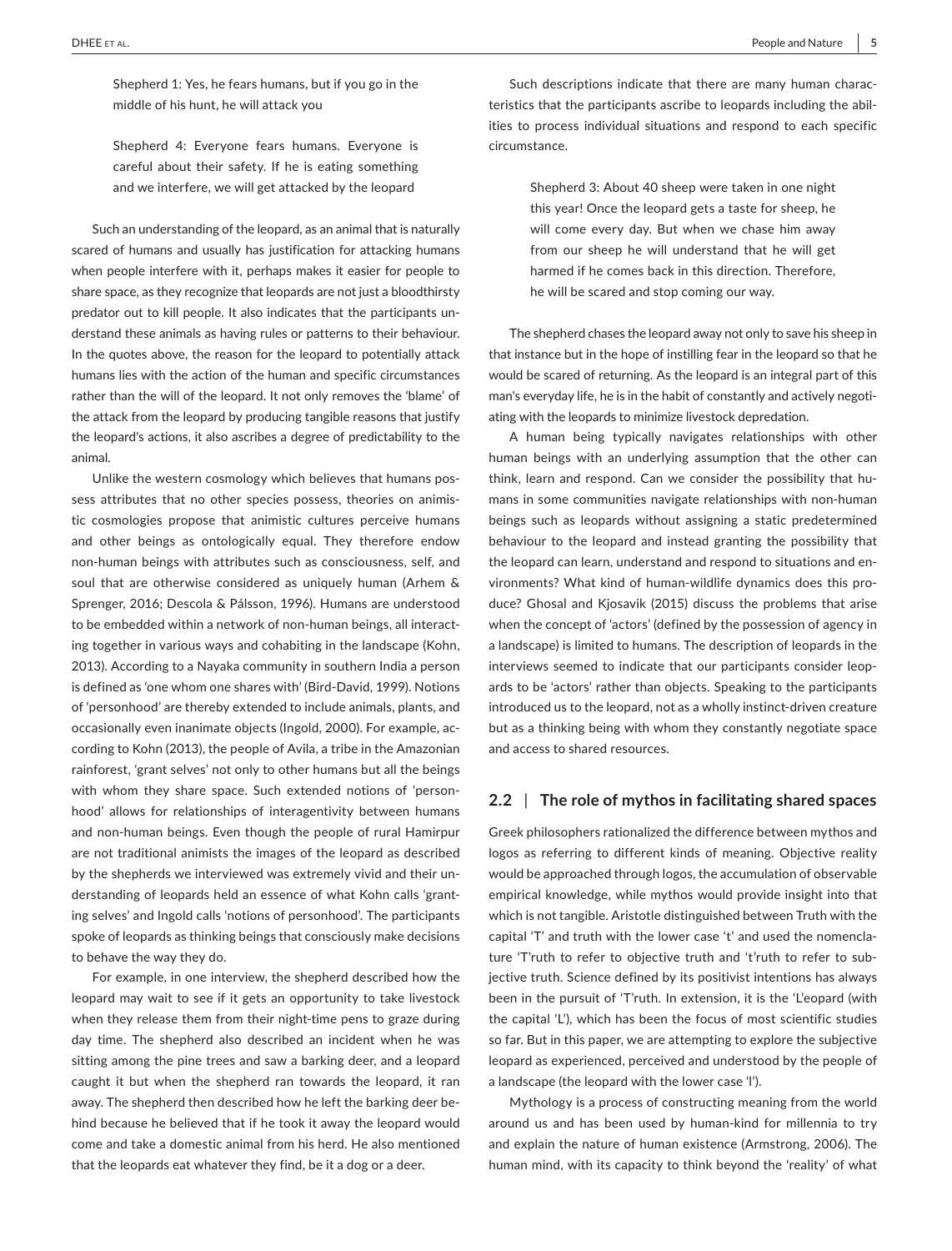> Shepherd 1: Yes, he fears humans, but if you go in the middle of his hunt, he will attack you

> Shepherd 4: Everyone fears humans. Everyone is careful about their safety. If he is eating something and we interfere, we will get attacked by the leopard

Such an understanding of the leopard, as an animal that is naturally scared of humans and usually has justification for attacking humans when people interfere with it, perhaps makes it easier for people to share space, as they recognize that leopards are not just a bloodthirsty predator out to kill people. It also indicates that the participants understand these animals as having rules or patterns to their behaviour. In the quotes above, the reason for the leopard to potentially attack humans lies with the action of the human and specific circumstances rather than the will of the leopard. It not only removes the 'blame' of the attack from the leopard by producing tangible reasons that justify the leopard's actions, it also ascribes a degree of predictability to the animal.

Unlike the western cosmology which believes that humans possess attributes that no other species possess, theories on animistic cosmologies propose that animistic cultures perceive humans and other beings as ontologically equal. They therefore endow non-human beings with attributes such as consciousness, self, and soul that are otherwise considered as uniquely human (Arhem & Sprenger, 2016; Descola & Pálsson, 1996). Humans are understood to be embedded within a network of non-human beings, all interacting together in various ways and cohabiting in the landscape (Kohn, 2013). According to a Nayaka community in southern India a person is defined as 'one whom one shares with' (Bird-David, 1999). Notions of 'personhood' are thereby extended to include animals, plants, and occasionally even inanimate objects (Ingold, 2000). For example, according to Kohn (2013), the people of Avila, a tribe in the Amazonian rainforest, 'grant selves' not only to other humans but all the beings with whom they share space. Such extended notions of 'personhood' allows for relationships of interagentivity between humans and non-human beings. Even though the people of rural Hamirpur are not traditional animists the images of the leopard as described by the shepherds we interviewed was extremely vivid and their understanding of leopards held an essence of what Kohn calls 'granting selves' and Ingold calls 'notions of personhood'. The participants spoke of leopards as thinking beings that consciously make decisions to behave the way they do.

For example, in one interview, the shepherd described how the leopard may wait to see if it gets an opportunity to take livestock when they release them from their night-time pens to graze during day time. The shepherd also described an incident when he was sitting among the pine trees and saw a barking deer, and a leopard caught it but when the shepherd ran towards the leopard, it ran away. The shepherd then described how he left the barking deer behind because he believed that if he took it away the leopard would come and take a domestic animal from his herd. He also mentioned that the leopards eat whatever they find, be it a dog or a deer.

Such descriptions indicate that there are many human characteristics that the participants ascribe to leopards including the abilities to process individual situations and respond to each specific circumstance.

> Shepherd 3: About 40 sheep were taken in one night this year! Once the leopard gets a taste for sheep, he will come every day. But when we chase him away from our sheep he will understand that he will get harmed if he comes back in this direction. Therefore, he will be scared and stop coming our way.

The shepherd chases the leopard away not only to save his sheep in that instance but in the hope of instilling fear in the leopard so that he would be scared of returning. As the leopard is an integral part of this man's everyday life, he is in the habit of constantly and actively negotiating with the leopards to minimize livestock depredation.

A human being typically navigates relationships with other human beings with an underlying assumption that the other can think, learn and respond. Can we consider the possibility that humans in some communities navigate relationships with non-human beings such as leopards without assigning a static predetermined behaviour to the leopard and instead granting the possibility that the leopard can learn, understand and respond to situations and environments? What kind of human-wildlife dynamics does this produce? Ghosal and Kjosavik (2015) discuss the problems that arise when the concept of 'actors' (defined by the possession of agency in a landscape) is limited to humans. The description of leopards in the interviews seemed to indicate that our participants consider leopards to be 'actors' rather than objects. Speaking to the participants introduced us to the leopard, not as a wholly instinct-driven creature but as a thinking being with whom they constantly negotiate space and access to shared resources.

## 2.2 | The role of mythos in facilitating shared spaces

Greek philosophers rationalized the difference between mythos and logos as referring to different kinds of meaning. Objective reality would be approached through logos, the accumulation of observable empirical knowledge, while mythos would provide insight into that which is not tangible. Aristotle distinguished between Truth with the capital 'T' and truth with the lower case 't' and used the nomenclature 'T'ruth to refer to objective truth and 't'ruth to refer to subjective truth. Science defined by its positivist intentions has always been in the pursuit of 'T'ruth. In extension, it is the 'L'eopard (with the capital 'L'), which has been the focus of most scientific studies so far. But in this paper, we are attempting to explore the subjective leopard as experienced, perceived and understood by the people of a landscape (the leopard with the lower case 'l').

Mythology is a process of constructing meaning from the world around us and has been used by human-kind for millennia to try and explain the nature of human existence (Armstrong, 2006). The human mind, with its capacity to think beyond the 'reality' of what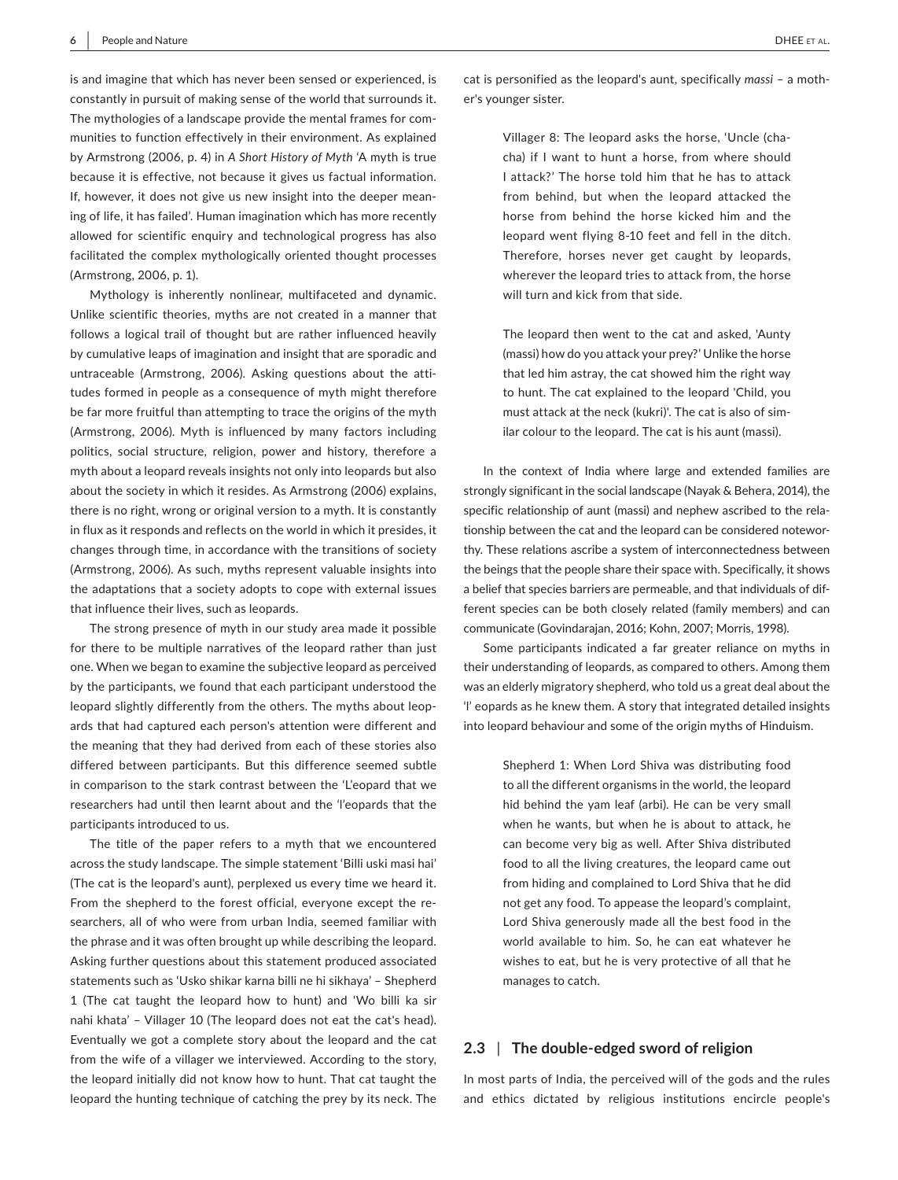is and imagine that which has never been sensed or experienced, is constantly in pursuit of making sense of the world that surrounds it. The mythologies of a landscape provide the mental frames for communities to function effectively in their environment. As explained by Armstrong (2006, p. 4) in *A Short History of Myth* 'A myth is true because it is effective, not because it gives us factual information. If, however, it does not give us new insight into the deeper meaning of life, it has failed'. Human imagination which has more recently allowed for scientific enquiry and technological progress has also facilitated the complex mythologically oriented thought processes (Armstrong, 2006, p. 1).

Mythology is inherently nonlinear, multifaceted and dynamic. Unlike scientific theories, myths are not created in a manner that follows a logical trail of thought but are rather influenced heavily by cumulative leaps of imagination and insight that are sporadic and untraceable (Armstrong, 2006). Asking questions about the attitudes formed in people as a consequence of myth might therefore be far more fruitful than attempting to trace the origins of the myth (Armstrong, 2006). Myth is influenced by many factors including politics, social structure, religion, power and history, therefore a myth about a leopard reveals insights not only into leopards but also about the society in which it resides. As Armstrong (2006) explains, there is no right, wrong or original version to a myth. It is constantly in flux as it responds and reflects on the world in which it presides, it changes through time, in accordance with the transitions of society (Armstrong, 2006). As such, myths represent valuable insights into the adaptations that a society adopts to cope with external issues that influence their lives, such as leopards.

The strong presence of myth in our study area made it possible for there to be multiple narratives of the leopard rather than just one. When we began to examine the subjective leopard as perceived by the participants, we found that each participant understood the leopard slightly differently from the others. The myths about leopards that had captured each person's attention were different and the meaning that they had derived from each of these stories also differed between participants. But this difference seemed subtle in comparison to the stark contrast between the 'L'eopard that we researchers had until then learnt about and the 'l'eopards that the participants introduced to us.

The title of the paper refers to a myth that we encountered across the study landscape. The simple statement 'Billi uski masi hai' (The cat is the leopard's aunt), perplexed us every time we heard it. From the shepherd to the forest official, everyone except the researchers, all of who were from urban India, seemed familiar with the phrase and it was often brought up while describing the leopard. Asking further questions about this statement produced associated statements such as 'Usko shikar karna billi ne hi sikhaya' – Shepherd 1 (The cat taught the leopard how to hunt) and 'Wo billi ka sir nahi khata' – Villager 10 (The leopard does not eat the cat's head). Eventually we got a complete story about the leopard and the cat from the wife of a villager we interviewed. According to the story, the leopard initially did not know how to hunt. That cat taught the leopard the hunting technique of catching the prey by its neck. The cat is personified as the leopard's aunt, specifically *massi* – a mother's younger sister.

> Villager 8: The leopard asks the horse, 'Uncle (chacha) if I want to hunt a horse, from where should I attack?' The horse told him that he has to attack from behind, but when the leopard attacked the horse from behind the horse kicked him and the leopard went flying 8-10 feet and fell in the ditch. Therefore, horses never get caught by leopards, wherever the leopard tries to attack from, the horse will turn and kick from that side.
>
> The leopard then went to the cat and asked, 'Aunty (massi) how do you attack your prey?' Unlike the horse that led him astray, the cat showed him the right way to hunt. The cat explained to the leopard 'Child, you must attack at the neck (kukri)'. The cat is also of similar colour to the leopard. The cat is his aunt (massi).

In the context of India where large and extended families are strongly significant in the social landscape (Nayak & Behera, 2014), the specific relationship of aunt (massi) and nephew ascribed to the relationship between the cat and the leopard can be considered noteworthy. These relations ascribe a system of interconnectedness between the beings that the people share their space with. Specifically, it shows a belief that species barriers are permeable, and that individuals of different species can be both closely related (family members) and can communicate (Govindarajan, 2016; Kohn, 2007; Morris, 1998).

Some participants indicated a far greater reliance on myths in their understanding of leopards, as compared to others. Among them was an elderly migratory shepherd, who told us a great deal about the 'l' eopards as he knew them. A story that integrated detailed insights into leopard behaviour and some of the origin myths of Hinduism.

> Shepherd 1: When Lord Shiva was distributing food to all the different organisms in the world, the leopard hid behind the yam leaf (arbi). He can be very small when he wants, but when he is about to attack, he can become very big as well. After Shiva distributed food to all the living creatures, the leopard came out from hiding and complained to Lord Shiva that he did not get any food. To appease the leopard's complaint, Lord Shiva generously made all the best food in the world available to him. So, he can eat whatever he wishes to eat, but he is very protective of all that he manages to catch.

## 2.3 | The double-edged sword of religion

In most parts of India, the perceived will of the gods and the rules and ethics dictated by religious institutions encircle people's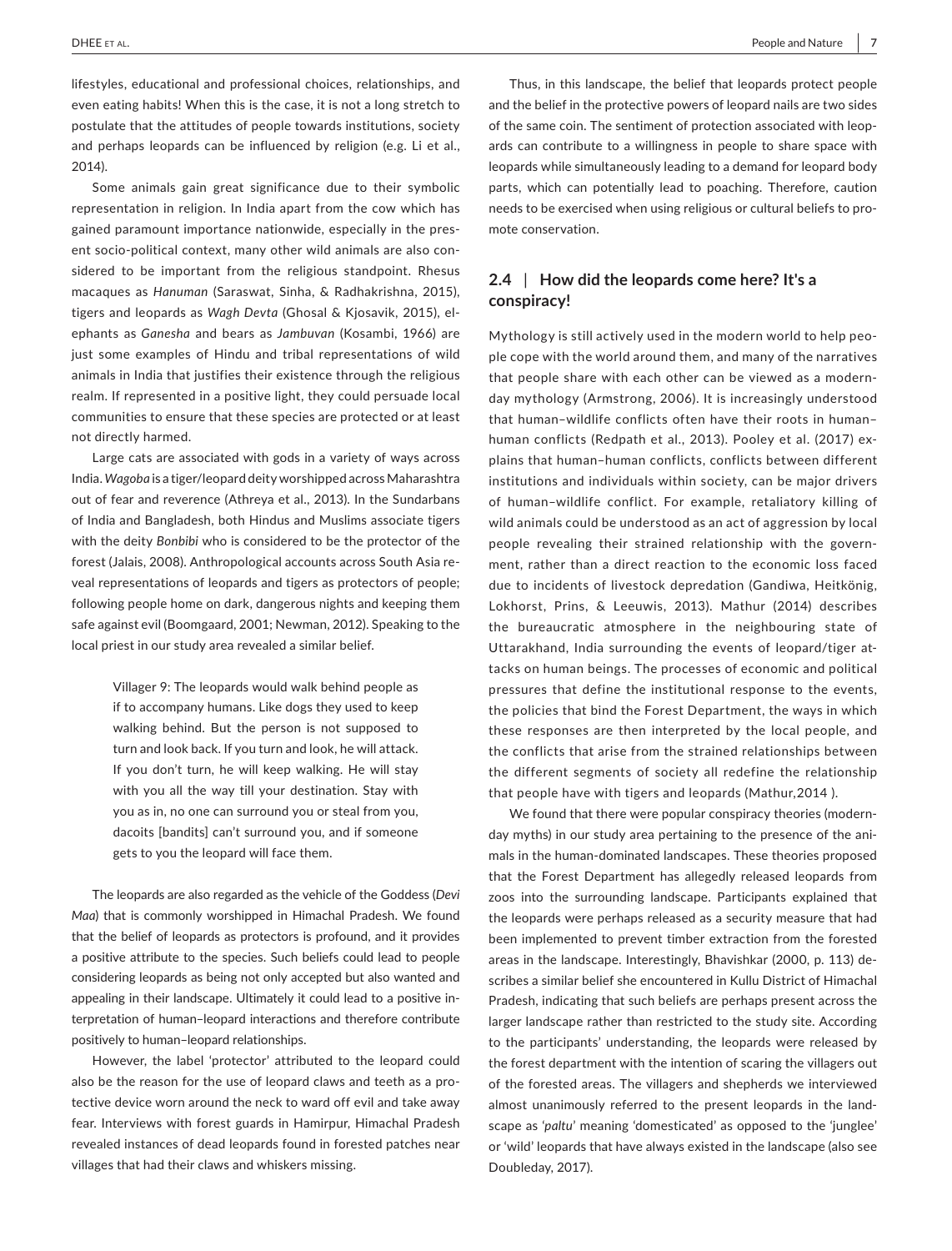lifestyles, educational and professional choices, relationships, and even eating habits! When this is the case, it is not a long stretch to postulate that the attitudes of people towards institutions, society and perhaps leopards can be influenced by religion (e.g. Li et al., 2014).

Some animals gain great significance due to their symbolic representation in religion. In India apart from the cow which has gained paramount importance nationwide, especially in the present socio-political context, many other wild animals are also considered to be important from the religious standpoint. Rhesus macaques as *Hanuman* (Saraswat, Sinha, & Radhakrishna, 2015), tigers and leopards as *Wagh Devta* (Ghosal & Kjosavik, 2015), elephants as *Ganesha* and bears as *Jambuvan* (Kosambi, 1966) are just some examples of Hindu and tribal representations of wild animals in India that justifies their existence through the religious realm. If represented in a positive light, they could persuade local communities to ensure that these species are protected or at least not directly harmed.

Large cats are associated with gods in a variety of ways across India. *Wagoba* is a tiger/leopard deity worshipped across Maharashtra out of fear and reverence (Athreya et al., 2013). In the Sundarbans of India and Bangladesh, both Hindus and Muslims associate tigers with the deity *Bonbibi* who is considered to be the protector of the forest (Jalais, 2008). Anthropological accounts across South Asia reveal representations of leopards and tigers as protectors of people; following people home on dark, dangerous nights and keeping them safe against evil (Boomgaard, 2001; Newman, 2012). Speaking to the local priest in our study area revealed a similar belief.

> Villager 9: The leopards would walk behind people as if to accompany humans. Like dogs they used to keep walking behind. But the person is not supposed to turn and look back. If you turn and look, he will attack. If you don't turn, he will keep walking. He will stay with you all the way till your destination. Stay with you as in, no one can surround you or steal from you, dacoits [bandits] can't surround you, and if someone gets to you the leopard will face them.

The leopards are also regarded as the vehicle of the Goddess (*Devi Maa*) that is commonly worshipped in Himachal Pradesh. We found that the belief of leopards as protectors is profound, and it provides a positive attribute to the species. Such beliefs could lead to people considering leopards as being not only accepted but also wanted and appealing in their landscape. Ultimately it could lead to a positive interpretation of human–leopard interactions and therefore contribute positively to human–leopard relationships.

However, the label 'protector' attributed to the leopard could also be the reason for the use of leopard claws and teeth as a protective device worn around the neck to ward off evil and take away fear. Interviews with forest guards in Hamirpur, Himachal Pradesh revealed instances of dead leopards found in forested patches near villages that had their claws and whiskers missing.

Thus, in this landscape, the belief that leopards protect people and the belief in the protective powers of leopard nails are two sides of the same coin. The sentiment of protection associated with leopards can contribute to a willingness in people to share space with leopards while simultaneously leading to a demand for leopard body parts, which can potentially lead to poaching. Therefore, caution needs to be exercised when using religious or cultural beliefs to promote conservation.

## 2.4 | How did the leopards come here? It's a conspiracy!

Mythology is still actively used in the modern world to help people cope with the world around them, and many of the narratives that people share with each other can be viewed as a modern-day mythology (Armstrong, 2006). It is increasingly understood that human–wildlife conflicts often have their roots in human–human conflicts (Redpath et al., 2013). Pooley et al. (2017) explains that human–human conflicts, conflicts between different institutions and individuals within society, can be major drivers of human–wildlife conflict. For example, retaliatory killing of wild animals could be understood as an act of aggression by local people revealing their strained relationship with the government, rather than a direct reaction to the economic loss faced due to incidents of livestock depredation (Gandiwa, Heitkönig, Lokhorst, Prins, & Leeuwis, 2013). Mathur (2014) describes the bureaucratic atmosphere in the neighbouring state of Uttarakhand, India surrounding the events of leopard/tiger attacks on human beings. The processes of economic and political pressures that define the institutional response to the events, the policies that bind the Forest Department, the ways in which these responses are then interpreted by the local people, and the conflicts that arise from the strained relationships between the different segments of society all redefine the relationship that people have with tigers and leopards (Mathur,2014 ).

We found that there were popular conspiracy theories (modern-day myths) in our study area pertaining to the presence of the animals in the human-dominated landscapes. These theories proposed that the Forest Department has allegedly released leopards from zoos into the surrounding landscape. Participants explained that the leopards were perhaps released as a security measure that had been implemented to prevent timber extraction from the forested areas in the landscape. Interestingly, Bhavishkar (2000, p. 113) describes a similar belief she encountered in Kullu District of Himachal Pradesh, indicating that such beliefs are perhaps present across the larger landscape rather than restricted to the study site. According to the participants' understanding, the leopards were released by the forest department with the intention of scaring the villagers out of the forested areas. The villagers and shepherds we interviewed almost unanimously referred to the present leopards in the landscape as '*paltu*' meaning 'domesticated' as opposed to the '*junglee*' or 'wild' leopards that have always existed in the landscape (also see Doubleday, 2017).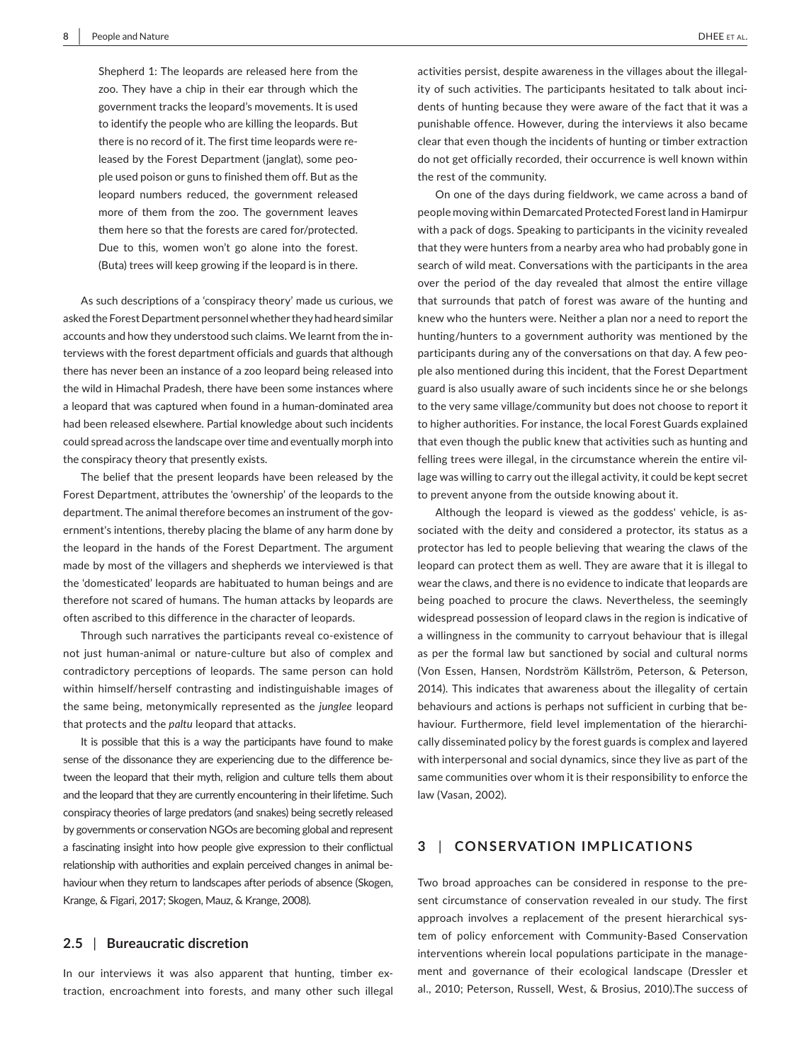> Shepherd 1: The leopards are released here from the zoo. They have a chip in their ear through which the government tracks the leopard's movements. It is used to identify the people who are killing the leopards. But there is no record of it. The first time leopards were released by the Forest Department (janglat), some people used poison or guns to finished them off. But as the leopard numbers reduced, the government released more of them from the zoo. The government leaves them here so that the forests are cared for/protected. Due to this, women won't go alone into the forest. (Buta) trees will keep growing if the leopard is in there.

As such descriptions of a 'conspiracy theory' made us curious, we asked the Forest Department personnel whether they had heard similar accounts and how they understood such claims. We learnt from the interviews with the forest department officials and guards that although there has never been an instance of a zoo leopard being released into the wild in Himachal Pradesh, there have been some instances where a leopard that was captured when found in a human-dominated area had been released elsewhere. Partial knowledge about such incidents could spread across the landscape over time and eventually morph into the conspiracy theory that presently exists.

The belief that the present leopards have been released by the Forest Department, attributes the 'ownership' of the leopards to the department. The animal therefore becomes an instrument of the government's intentions, thereby placing the blame of any harm done by the leopard in the hands of the Forest Department. The argument made by most of the villagers and shepherds we interviewed is that the 'domesticated' leopards are habituated to human beings and are therefore not scared of humans. The human attacks by leopards are often ascribed to this difference in the character of leopards.

Through such narratives the participants reveal co-existence of not just human-animal or nature-culture but also of complex and contradictory perceptions of leopards. The same person can hold within himself/herself contrasting and indistinguishable images of the same being, metonymically represented as the *junglee* leopard that protects and the *paltu* leopard that attacks.

It is possible that this is a way the participants have found to make sense of the dissonance they are experiencing due to the difference between the leopard that their myth, religion and culture tells them about and the leopard that they are currently encountering in their lifetime. Such conspiracy theories of large predators (and snakes) being secretly released by governments or conservation NGOs are becoming global and represent a fascinating insight into how people give expression to their conflictual relationship with authorities and explain perceived changes in animal behaviour when they return to landscapes after periods of absence (Skogen, Krange, & Figari, 2017; Skogen, Mauz, & Krange, 2008).

### 2.5 | Bureaucratic discretion

In our interviews it was also apparent that hunting, timber extraction, encroachment into forests, and many other such illegal activities persist, despite awareness in the villages about the illegality of such activities. The participants hesitated to talk about incidents of hunting because they were aware of the fact that it was a punishable offence. However, during the interviews it also became clear that even though the incidents of hunting or timber extraction do not get officially recorded, their occurrence is well known within the rest of the community.

On one of the days during fieldwork, we came across a band of people moving within Demarcated Protected Forest land in Hamirpur with a pack of dogs. Speaking to participants in the vicinity revealed that they were hunters from a nearby area who had probably gone in search of wild meat. Conversations with the participants in the area over the period of the day revealed that almost the entire village that surrounds that patch of forest was aware of the hunting and knew who the hunters were. Neither a plan nor a need to report the hunting/hunters to a government authority was mentioned by the participants during any of the conversations on that day. A few people also mentioned during this incident, that the Forest Department guard is also usually aware of such incidents since he or she belongs to the very same village/community but does not choose to report it to higher authorities. For instance, the local Forest Guards explained that even though the public knew that activities such as hunting and felling trees were illegal, in the circumstance wherein the entire village was willing to carry out the illegal activity, it could be kept secret to prevent anyone from the outside knowing about it.

Although the leopard is viewed as the goddess' vehicle, is associated with the deity and considered a protector, its status as a protector has led to people believing that wearing the claws of the leopard can protect them as well. They are aware that it is illegal to wear the claws, and there is no evidence to indicate that leopards are being poached to procure the claws. Nevertheless, the seemingly widespread possession of leopard claws in the region is indicative of a willingness in the community to carryout behaviour that is illegal as per the formal law but sanctioned by social and cultural norms (Von Essen, Hansen, Nordström Källström, Peterson, & Peterson, 2014). This indicates that awareness about the illegality of certain behaviours and actions is perhaps not sufficient in curbing that behaviour. Furthermore, field level implementation of the hierarchically disseminated policy by the forest guards is complex and layered with interpersonal and social dynamics, since they live as part of the same communities over whom it is their responsibility to enforce the law (Vasan, 2002).

## 3 | CONSERVATION IMPLICATIONS

Two broad approaches can be considered in response to the present circumstance of conservation revealed in our study. The first approach involves a replacement of the present hierarchical system of policy enforcement with Community-Based Conservation interventions wherein local populations participate in the management and governance of their ecological landscape (Dressler et al., 2010; Peterson, Russell, West, & Brosius, 2010).The success of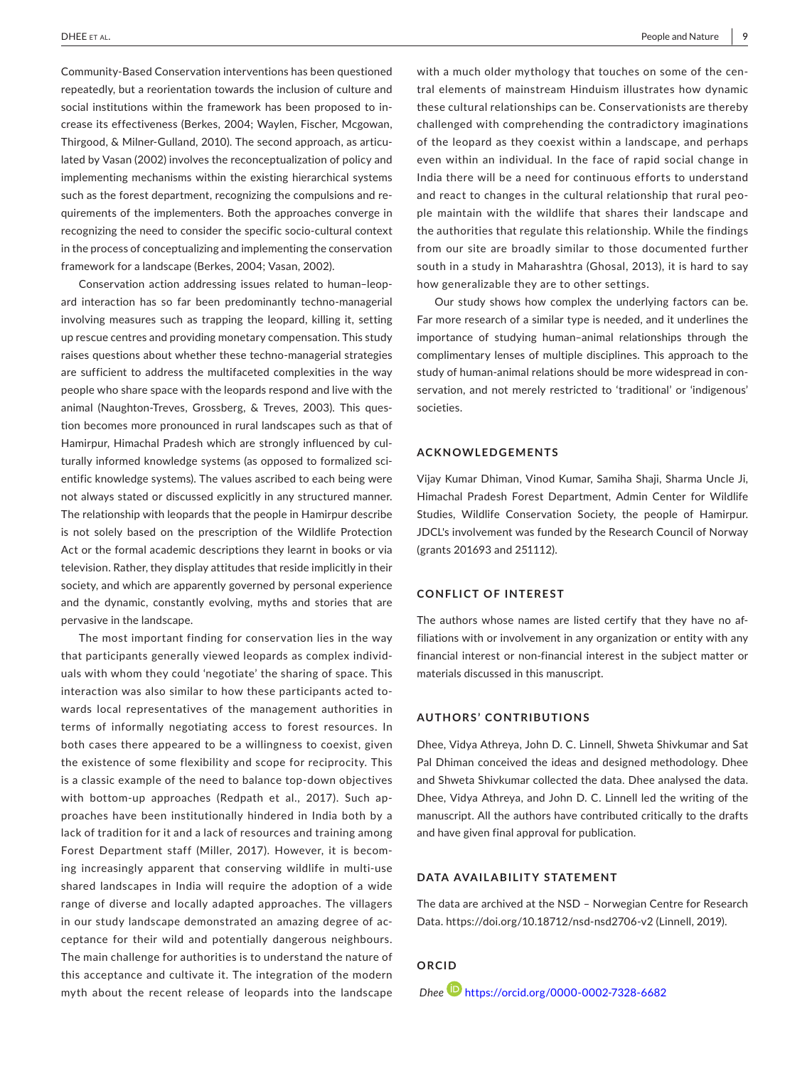Community-Based Conservation interventions has been questioned repeatedly, but a reorientation towards the inclusion of culture and social institutions within the framework has been proposed to increase its effectiveness (Berkes, 2004; Waylen, Fischer, Mcgowan, Thirgood, & Milner-Gulland, 2010). The second approach, as articulated by Vasan (2002) involves the reconceptualization of policy and implementing mechanisms within the existing hierarchical systems such as the forest department, recognizing the compulsions and requirements of the implementers. Both the approaches converge in recognizing the need to consider the specific socio-cultural context in the process of conceptualizing and implementing the conservation framework for a landscape (Berkes, 2004; Vasan, 2002).

Conservation action addressing issues related to human–leopard interaction has so far been predominantly techno-managerial involving measures such as trapping the leopard, killing it, setting up rescue centres and providing monetary compensation. This study raises questions about whether these techno-managerial strategies are sufficient to address the multifaceted complexities in the way people who share space with the leopards respond and live with the animal (Naughton-Treves, Grossberg, & Treves, 2003). This question becomes more pronounced in rural landscapes such as that of Hamirpur, Himachal Pradesh which are strongly influenced by culturally informed knowledge systems (as opposed to formalized scientific knowledge systems). The values ascribed to each being were not always stated or discussed explicitly in any structured manner. The relationship with leopards that the people in Hamirpur describe is not solely based on the prescription of the Wildlife Protection Act or the formal academic descriptions they learnt in books or via television. Rather, they display attitudes that reside implicitly in their society, and which are apparently governed by personal experience and the dynamic, constantly evolving, myths and stories that are pervasive in the landscape.

The most important finding for conservation lies in the way that participants generally viewed leopards as complex individuals with whom they could 'negotiate' the sharing of space. This interaction was also similar to how these participants acted towards local representatives of the management authorities in terms of informally negotiating access to forest resources. In both cases there appeared to be a willingness to coexist, given the existence of some flexibility and scope for reciprocity. This is a classic example of the need to balance top-down objectives with bottom-up approaches (Redpath et al., 2017). Such approaches have been institutionally hindered in India both by a lack of tradition for it and a lack of resources and training among Forest Department staff (Miller, 2017). However, it is becoming increasingly apparent that conserving wildlife in multi-use shared landscapes in India will require the adoption of a wide range of diverse and locally adapted approaches. The villagers in our study landscape demonstrated an amazing degree of acceptance for their wild and potentially dangerous neighbours. The main challenge for authorities is to understand the nature of this acceptance and cultivate it. The integration of the modern myth about the recent release of leopards into the landscape with a much older mythology that touches on some of the central elements of mainstream Hinduism illustrates how dynamic these cultural relationships can be. Conservationists are thereby challenged with comprehending the contradictory imaginations of the leopard as they coexist within a landscape, and perhaps even within an individual. In the face of rapid social change in India there will be a need for continuous efforts to understand and react to changes in the cultural relationship that rural people maintain with the wildlife that shares their landscape and the authorities that regulate this relationship. While the findings from our site are broadly similar to those documented further south in a study in Maharashtra (Ghosal, 2013), it is hard to say how generalizable they are to other settings.

Our study shows how complex the underlying factors can be. Far more research of a similar type is needed, and it underlines the importance of studying human–animal relationships through the complimentary lenses of multiple disciplines. This approach to the study of human-animal relations should be more widespread in conservation, and not merely restricted to 'traditional' or 'indigenous' societies.

## ACKNOWLEDGEMENTS

Vijay Kumar Dhiman, Vinod Kumar, Samiha Shaji, Sharma Uncle Ji, Himachal Pradesh Forest Department, Admin Center for Wildlife Studies, Wildlife Conservation Society, the people of Hamirpur. JDCL's involvement was funded by the Research Council of Norway (grants 201693 and 251112).

## CONFLICT OF INTEREST

The authors whose names are listed certify that they have no affiliations with or involvement in any organization or entity with any financial interest or non-financial interest in the subject matter or materials discussed in this manuscript.

## AUTHORS' CONTRIBUTIONS

Dhee, Vidya Athreya, John D. C. Linnell, Shweta Shivkumar and Sat Pal Dhiman conceived the ideas and designed methodology. Dhee and Shweta Shivkumar collected the data. Dhee analysed the data. Dhee, Vidya Athreya, and John D. C. Linnell led the writing of the manuscript. All the authors have contributed critically to the drafts and have given final approval for publication.

## DATA AVAILABILITY STATEMENT

The data are archived at the NSD – Norwegian Centre for Research Data. https://doi.org/10.18712/nsd-nsd2706-v2 (Linnell, 2019).

## ORCID

*Dhee* https://orcid.org/0000-0002-7328-6682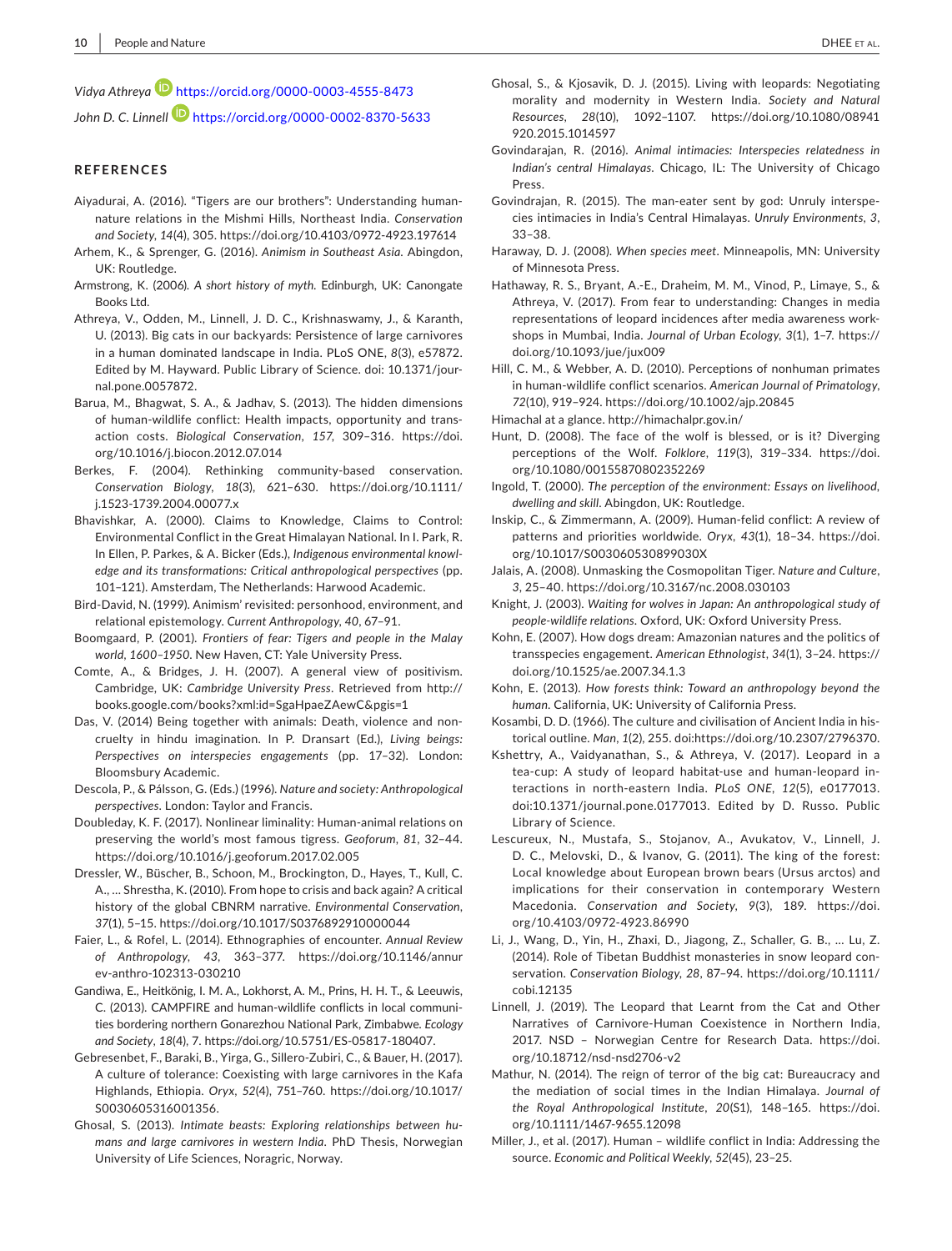*Vidya Athreya* https://orcid.org/0000-0003-4555-8473

*John D. C. Linnell* https://orcid.org/0000-0002-8370-5633

## REFERENCES

Aiyadurai, A. (2016). "Tigers are our brothers": Understanding human-nature relations in the Mishmi Hills, Northeast India. *Conservation and Society*, *14*(4), 305. https://doi.org/10.4103/0972-4923.197614

Arhem, K., & Sprenger, G. (2016). *Animism in Southeast Asia*. Abingdon, UK: Routledge.

Armstrong, K. (2006). *A short history of myth*. Edinburgh, UK: Canongate Books Ltd.

Athreya, V., Odden, M., Linnell, J. D. C., Krishnaswamy, J., & Karanth, U. (2013). Big cats in our backyards: Persistence of large carnivores in a human dominated landscape in India. PLoS ONE, *8*(3), e57872. Edited by M. Hayward. Public Library of Science. doi: 10.1371/journal.pone.0057872.

Barua, M., Bhagwat, S. A., & Jadhav, S. (2013). The hidden dimensions of human-wildlife conflict: Health impacts, opportunity and transaction costs. *Biological Conservation*, *157*, 309–316. https://doi.org/10.1016/j.biocon.2012.07.014

Berkes, F. (2004). Rethinking community-based conservation. *Conservation Biology*, *18*(3), 621–630. https://doi.org/10.1111/j.1523-1739.2004.00077.x

Bhavishkar, A. (2000). Claims to Knowledge, Claims to Control: Environmental Conflict in the Great Himalayan National. In I. Park, R. In Ellen, P. Parkes, & A. Bicker (Eds.), *Indigenous environmental knowledge and its transformations: Critical anthropological perspectives* (pp. 101–121). Amsterdam, The Netherlands: Harwood Academic.

Bird-David, N. (1999). Animism' revisited: personhood, environment, and relational epistemology. *Current Anthropology*, *40*, 67–91.

Boomgaard, P. (2001). *Frontiers of fear: Tigers and people in the Malay world, 1600–1950*. New Haven, CT: Yale University Press.

Comte, A., & Bridges, J. H. (2007). A general view of positivism. Cambridge, UK: *Cambridge University Press*. Retrieved from http://books.google.com/books?xml:id=SgaHpaeZAewC&pgis=1

Das, V. (2014) Being together with animals: Death, violence and non-cruelty in hindu imagination. In P. Dransart (Ed.), *Living beings: Perspectives on interspecies engagements* (pp. 17–32). London: Bloomsbury Academic.

Descola, P., & Pálsson, G. (Eds.) (1996). *Nature and society: Anthropological perspectives*. London: Taylor and Francis.

Doubleday, K. F. (2017). Nonlinear liminality: Human-animal relations on preserving the world's most famous tigress. *Geoforum*, *81*, 32–44. https://doi.org/10.1016/j.geoforum.2017.02.005

Dressler, W., Büscher, B., Schoon, M., Brockington, D., Hayes, T., Kull, C. A., … Shrestha, K. (2010). From hope to crisis and back again? A critical history of the global CBNRM narrative. *Environmental Conservation*, *37*(1), 5–15. https://doi.org/10.1017/S0376892910000044

Faier, L., & Rofel, L. (2014). Ethnographies of encounter. *Annual Review of Anthropology*, *43*, 363–377. https://doi.org/10.1146/annurev-anthro-102313-030210

Gandiwa, E., Heitkönig, I. M. A., Lokhorst, A. M., Prins, H. H. T., & Leeuwis, C. (2013). CAMPFIRE and human-wildlife conflicts in local communities bordering northern Gonarezhou National Park, Zimbabwe. *Ecology and Society*, *18*(4), 7. https://doi.org/10.5751/ES-05817-180407.

Gebresenbet, F., Baraki, B., Yirga, G., Sillero-Zubiri, C., & Bauer, H. (2017). A culture of tolerance: Coexisting with large carnivores in the Kafa Highlands, Ethiopia. *Oryx*, *52*(4), 751–760. https://doi.org/10.1017/S0030605316001356.

Ghosal, S. (2013). *Intimate beasts: Exploring relationships between humans and large carnivores in western India*. PhD Thesis, Norwegian University of Life Sciences, Noragric, Norway.

Ghosal, S., & Kjosavik, D. J. (2015). Living with leopards: Negotiating morality and modernity in Western India. *Society and Natural Resources*, *28*(10), 1092–1107. https://doi.org/10.1080/08941920.2015.1014597

Govindarajan, R. (2016). *Animal intimacies: Interspecies relatedness in Indian's central Himalayas*. Chicago, IL: The University of Chicago Press.

Govindrajan, R. (2015). The man-eater sent by god: Unruly interspecies intimacies in India's Central Himalayas. *Unruly Environments*, *3*, 33–38.

Haraway, D. J. (2008). *When species meet*. Minneapolis, MN: University of Minnesota Press.

Hathaway, R. S., Bryant, A.-E., Draheim, M. M., Vinod, P., Limaye, S., & Athreya, V. (2017). From fear to understanding: Changes in media representations of leopard incidences after media awareness workshops in Mumbai, India. *Journal of Urban Ecology*, *3*(1), 1–7. https://doi.org/10.1093/jue/jux009

Hill, C. M., & Webber, A. D. (2010). Perceptions of nonhuman primates in human-wildlife conflict scenarios. *American Journal of Primatology*, *72*(10), 919–924. https://doi.org/10.1002/ajp.20845

Himachal at a glance. http://himachalpr.gov.in/

Hunt, D. (2008). The face of the wolf is blessed, or is it? Diverging perceptions of the Wolf. *Folklore*, *119*(3), 319–334. https://doi.org/10.1080/00155870802352269

Ingold, T. (2000). *The perception of the environment: Essays on livelihood, dwelling and skill*. Abingdon, UK: Routledge.

Inskip, C., & Zimmermann, A. (2009). Human-felid conflict: A review of patterns and priorities worldwide. *Oryx*, *43*(1), 18–34. https://doi.org/10.1017/S003060530899030X

Jalais, A. (2008). Unmasking the Cosmopolitan Tiger. *Nature and Culture*, *3*, 25–40. https://doi.org/10.3167/nc.2008.030103

Knight, J. (2003). *Waiting for wolves in Japan: An anthropological study of people-wildlife relations*. Oxford, UK: Oxford University Press.

Kohn, E. (2007). How dogs dream: Amazonian natures and the politics of transspecies engagement. *American Ethnologist*, *34*(1), 3–24. https://doi.org/10.1525/ae.2007.34.1.3

Kohn, E. (2013). *How forests think: Toward an anthropology beyond the human*. California, UK: University of California Press.

Kosambi, D. D. (1966). The culture and civilisation of Ancient India in historical outline. *Man*, *1*(2), 255. doi:https://doi.org/10.2307/2796370.

Kshettry, A., Vaidyanathan, S., & Athreya, V. (2017). Leopard in a tea-cup: A study of leopard habitat-use and human-leopard interactions in north-eastern India. *PLoS ONE*, *12*(5), e0177013. doi:10.1371/journal.pone.0177013. Edited by D. Russo. Public Library of Science.

Lescureux, N., Mustafa, S., Stojanov, A., Avukatov, V., Linnell, J. D. C., Melovski, D., & Ivanov, G. (2011). The king of the forest: Local knowledge about European brown bears (Ursus arctos) and implications for their conservation in contemporary Western Macedonia. *Conservation and Society*, *9*(3), 189. https://doi.org/10.4103/0972-4923.86990

Li, J., Wang, D., Yin, H., Zhaxi, D., Jiagong, Z., Schaller, G. B., … Lu, Z. (2014). Role of Tibetan Buddhist monasteries in snow leopard conservation. *Conservation Biology*, *28*, 87–94. https://doi.org/10.1111/cobi.12135

Linnell, J. (2019). The Leopard that Learnt from the Cat and Other Narratives of Carnivore-Human Coexistence in Northern India, 2017. NSD – Norwegian Centre for Research Data. https://doi.org/10.18712/nsd-nsd2706-v2

Mathur, N. (2014). The reign of terror of the big cat: Bureaucracy and the mediation of social times in the Indian Himalaya. *Journal of the Royal Anthropological Institute*, *20*(S1), 148–165. https://doi.org/10.1111/1467-9655.12098

Miller, J., et al. (2017). Human – wildlife conflict in India: Addressing the source. *Economic and Political Weekly*, *52*(45), 23–25.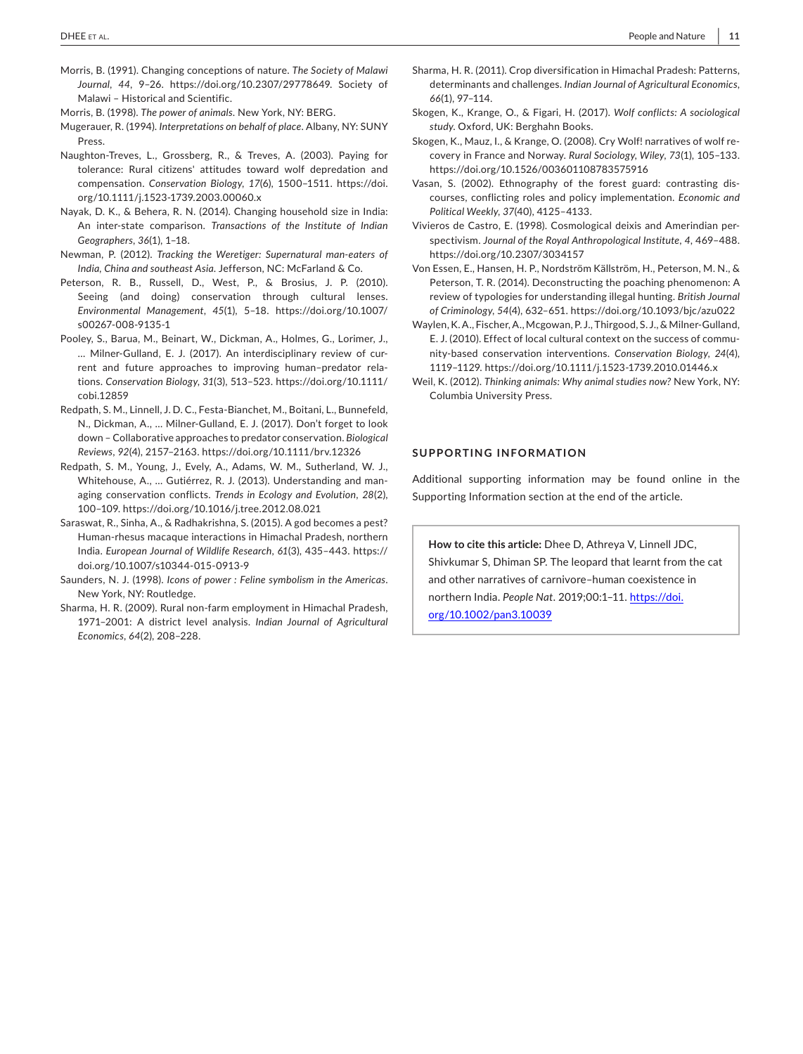Morris, B. (1991). Changing conceptions of nature. *The Society of Malawi Journal*, *44*, 9–26. https://doi.org/10.2307/29778649. Society of Malawi – Historical and Scientific.

Morris, B. (1998). *The power of animals*. New York, NY: BERG.

Mugerauer, R. (1994). *Interpretations on behalf of place*. Albany, NY: SUNY Press.

Naughton-Treves, L., Grossberg, R., & Treves, A. (2003). Paying for tolerance: Rural citizens' attitudes toward wolf depredation and compensation. *Conservation Biology*, *17*(6), 1500–1511. https://doi.org/10.1111/j.1523-1739.2003.00060.x

Nayak, D. K., & Behera, R. N. (2014). Changing household size in India: An inter-state comparison. *Transactions of the Institute of Indian Geographers*, *36*(1), 1–18.

Newman, P. (2012). *Tracking the Weretiger: Supernatural man-eaters of India, China and southeast Asia*. Jefferson, NC: McFarland & Co.

Peterson, R. B., Russell, D., West, P., & Brosius, J. P. (2010). Seeing (and doing) conservation through cultural lenses. *Environmental Management*, *45*(1), 5–18. https://doi.org/10.1007/s00267-008-9135-1

Pooley, S., Barua, M., Beinart, W., Dickman, A., Holmes, G., Lorimer, J., … Milner-Gulland, E. J. (2017). An interdisciplinary review of current and future approaches to improving human–predator relations. *Conservation Biology*, *31*(3), 513–523. https://doi.org/10.1111/cobi.12859

Redpath, S. M., Linnell, J. D. C., Festa-Bianchet, M., Boitani, L., Bunnefeld, N., Dickman, A., … Milner-Gulland, E. J. (2017). Don't forget to look down – Collaborative approaches to predator conservation. *Biological Reviews*, *92*(4), 2157–2163. https://doi.org/10.1111/brv.12326

Redpath, S. M., Young, J., Evely, A., Adams, W. M., Sutherland, W. J., Whitehouse, A., … Gutiérrez, R. J. (2013). Understanding and managing conservation conflicts. *Trends in Ecology and Evolution*, *28*(2), 100–109. https://doi.org/10.1016/j.tree.2012.08.021

Saraswat, R., Sinha, A., & Radhakrishna, S. (2015). A god becomes a pest? Human-rhesus macaque interactions in Himachal Pradesh, northern India. *European Journal of Wildlife Research*, *61*(3), 435–443. https://doi.org/10.1007/s10344-015-0913-9

Saunders, N. J. (1998). *Icons of power : Feline symbolism in the Americas*. New York, NY: Routledge.

Sharma, H. R. (2009). Rural non-farm employment in Himachal Pradesh, 1971–2001: A district level analysis. *Indian Journal of Agricultural Economics*, *64*(2), 208–228.

Sharma, H. R. (2011). Crop diversification in Himachal Pradesh: Patterns, determinants and challenges. *Indian Journal of Agricultural Economics*, *66*(1), 97–114.

Skogen, K., Krange, O., & Figari, H. (2017). *Wolf conflicts: A sociological study*. Oxford, UK: Berghahn Books.

Skogen, K., Mauz, I., & Krange, O. (2008). Cry Wolf! narratives of wolf recovery in France and Norway. *Rural Sociology, Wiley*, *73*(1), 105–133. https://doi.org/10.1526/003601108783575916

Vasan, S. (2002). Ethnography of the forest guard: contrasting discourses, conflicting roles and policy implementation. *Economic and Political Weekly*, *37*(40), 4125–4133.

Vivieros de Castro, E. (1998). Cosmological deixis and Amerindian perspectivism. *Journal of the Royal Anthropological Institute*, *4*, 469–488. https://doi.org/10.2307/3034157

Von Essen, E., Hansen, H. P., Nordström Källström, H., Peterson, M. N., & Peterson, T. R. (2014). Deconstructing the poaching phenomenon: A review of typologies for understanding illegal hunting. *British Journal of Criminology*, *54*(4), 632–651. https://doi.org/10.1093/bjc/azu022

Waylen, K. A., Fischer, A., Mcgowan, P. J., Thirgood, S. J., & Milner-Gulland, E. J. (2010). Effect of local cultural context on the success of community-based conservation interventions. *Conservation Biology*, *24*(4), 1119–1129. https://doi.org/10.1111/j.1523-1739.2010.01446.x

Weil, K. (2012). *Thinking animals: Why animal studies now?* New York, NY: Columbia University Press.

## SUPPORTING INFORMATION

Additional supporting information may be found online in the Supporting Information section at the end of the article.

**How to cite this article:** Dhee D, Athreya V, Linnell JDC, Shivkumar S, Dhiman SP. The leopard that learnt from the cat and other narratives of carnivore–human coexistence in northern India. *People Nat*. 2019;00:1–11. https://doi.org/10.1002/pan3.10039